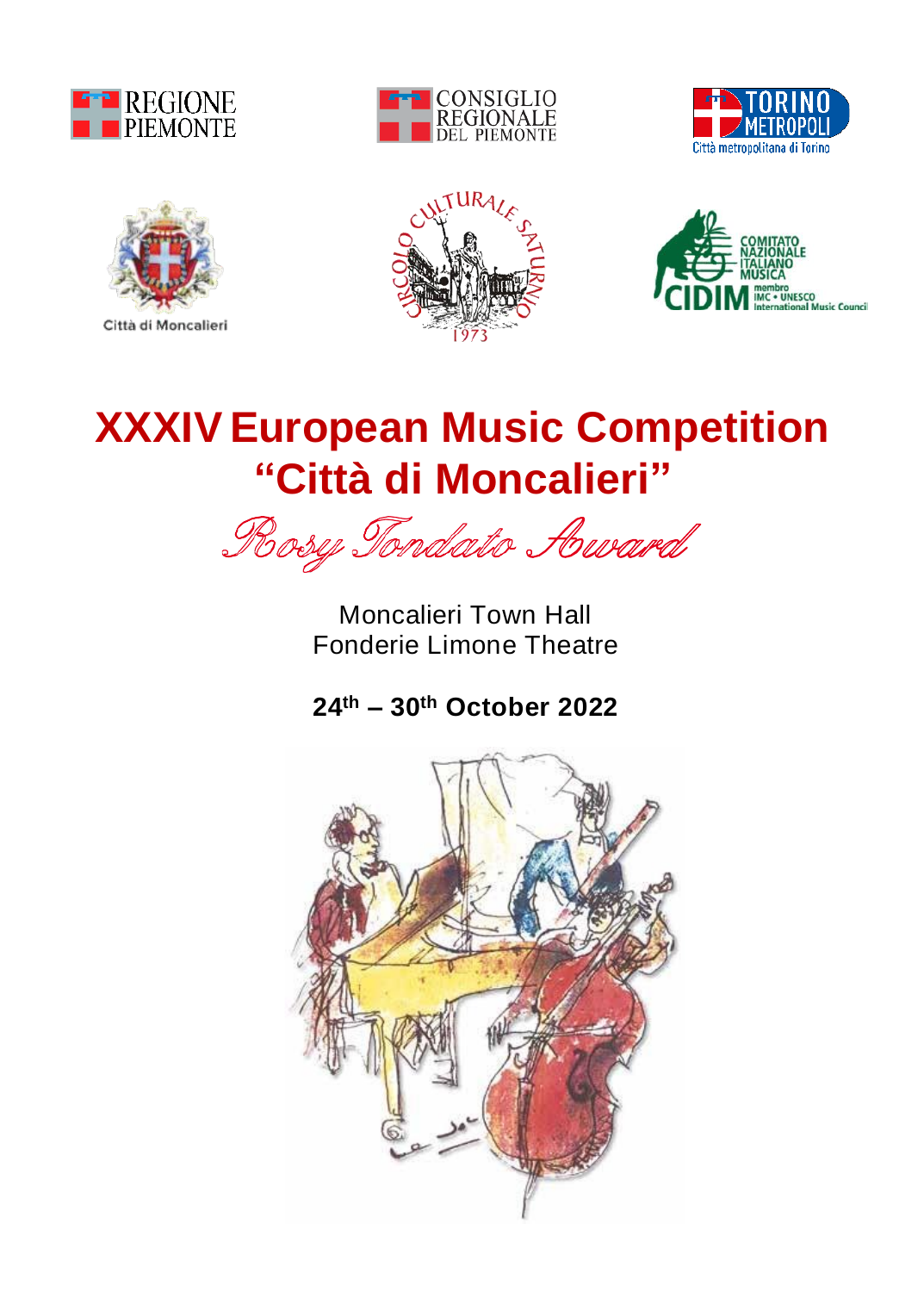# XXXIV European Music Competition "Città di Moncalieri"

*Rosy Tondato Award*

Moncalieri Town Hall
Fonderie Limone Theatre

**24th – 30th October 2022**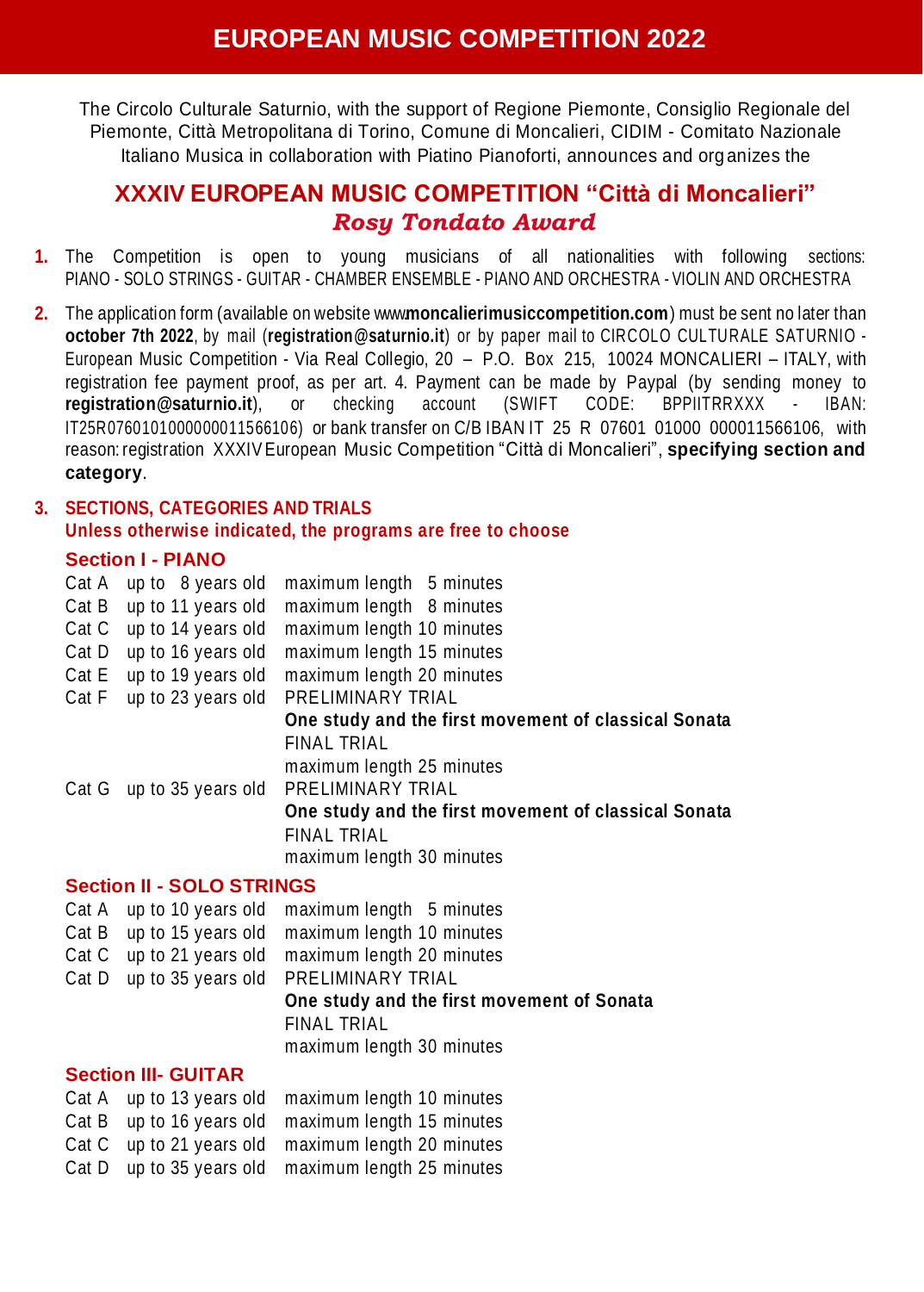# EUROPEAN MUSIC COMPETITION 2022

The Circolo Culturale Saturnio, with the support of Regione Piemonte, Consiglio Regionale del Piemonte, Città Metropolitana di Torino, Comune di Moncalieri, CIDIM - Comitato Nazionale Italiano Musica in collaboration with Piatino Pianoforti, announces and organizes the

## XXXIV EUROPEAN MUSIC COMPETITION "Città di Moncalieri"
## *Rosy Tondato Award*

1. The Competition is open to young musicians of all nationalities with following sections: PIANO - SOLO STRINGS - GUITAR - CHAMBER ENSEMBLE - PIANO AND ORCHESTRA - VIOLIN AND ORCHESTRA

2. The application form (available on website www.**moncalierimusiccompetition.com**) must be sent no later than **october 7th 2022**, by mail (**registration@saturnio.it**) or by paper mail to CIRCOLO CULTURALE SATURNIO - European Music Competition - Via Real Collegio, 20 – P.O. Box 215, 10024 MONCALIERI – ITALY, with registration fee payment proof, as per art. 4. Payment can be made by Paypal (by sending money to **registration@saturnio.it**), or checking account (SWIFT CODE: BPPIITRRXXX - IBAN: IT25R0760101000000011566106) or bank transfer on C/B IBAN IT 25 R 07601 01000 000011566106, with reason: registration XXXIV European Music Competition "Città di Moncalieri", **specifying section and category**.

3. **SECTIONS, CATEGORIES AND TRIALS**
   **Unless otherwise indicated, the programs are free to choose**

### Section I - PIANO

| | | |
|---|---|---|
| Cat A | up to 8 years old | maximum length 5 minutes |
| Cat B | up to 11 years old | maximum length 8 minutes |
| Cat C | up to 14 years old | maximum length 10 minutes |
| Cat D | up to 16 years old | maximum length 15 minutes |
| Cat E | up to 19 years old | maximum length 20 minutes |
| Cat F | up to 23 years old | PRELIMINARY TRIAL<br>**One study and the first movement of classical Sonata**<br>FINAL TRIAL<br>maximum length 25 minutes |
| Cat G | up to 35 years old | PRELIMINARY TRIAL<br>**One study and the first movement of classical Sonata**<br>FINAL TRIAL<br>maximum length 30 minutes |

### Section II - SOLO STRINGS

| | | |
|---|---|---|
| Cat A | up to 10 years old | maximum length 5 minutes |
| Cat B | up to 15 years old | maximum length 10 minutes |
| Cat C | up to 21 years old | maximum length 20 minutes |
| Cat D | up to 35 years old | PRELIMINARY TRIAL<br>**One study and the first movement of Sonata**<br>FINAL TRIAL<br>maximum length 30 minutes |

### Section III- GUITAR

| | | |
|---|---|---|
| Cat A | up to 13 years old | maximum length 10 minutes |
| Cat B | up to 16 years old | maximum length 15 minutes |
| Cat C | up to 21 years old | maximum length 20 minutes |
| Cat D | up to 35 years old | maximum length 25 minutes |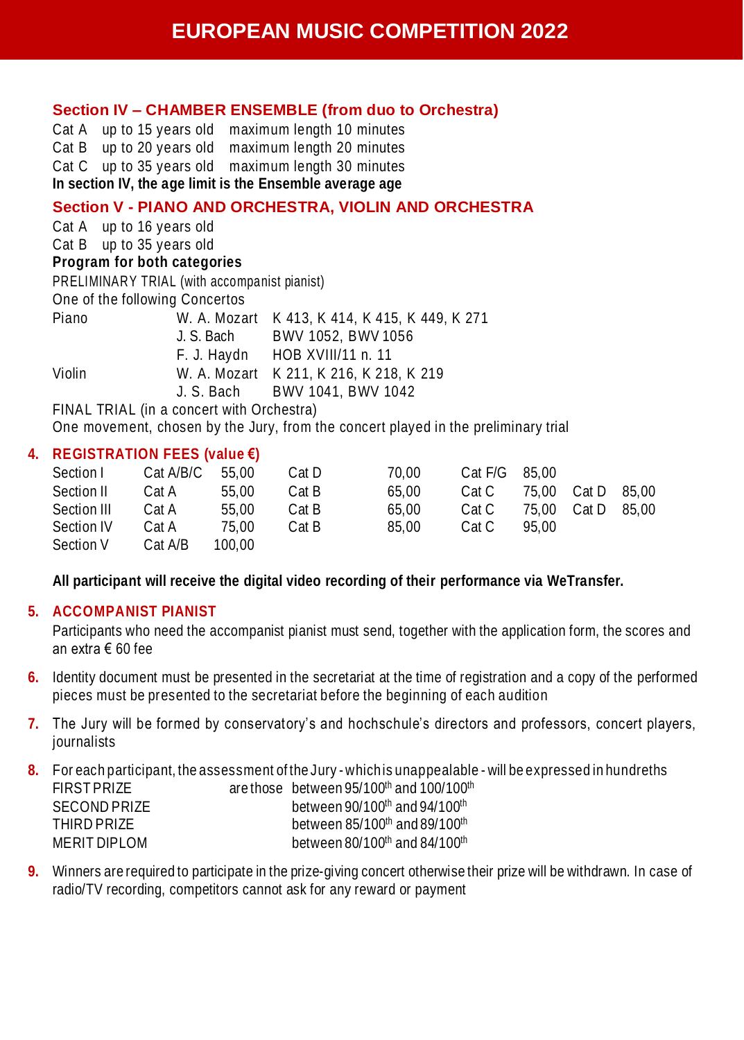# EUROPEAN MUSIC COMPETITION 2022

### Section IV – CHAMBER ENSEMBLE (from duo to Orchestra)

| | | |
|---|---|---|
| Cat A | up to 15 years old | maximum length 10 minutes |
| Cat B | up to 20 years old | maximum length 20 minutes |
| Cat C | up to 35 years old | maximum length 30 minutes |

**In section IV, the age limit is the Ensemble average age**

### Section V - PIANO AND ORCHESTRA, VIOLIN AND ORCHESTRA

Cat A up to 16 years old
Cat B up to 35 years old

**Program for both categories**

PRELIMINARY TRIAL (with accompanist pianist)
One of the following Concertos

| | | |
|---|---|---|
| Piano | W. A. Mozart | K 413, K 414, K 415, K 449, K 271 |
| | J. S. Bach | BWV 1052, BWV 1056 |
| | F. J. Haydn | HOB XVIII/11 n. 11 |
| Violin | W. A. Mozart | K 211, K 216, K 218, K 219 |
| | J. S. Bach | BWV 1041, BWV 1042 |

FINAL TRIAL (in a concert with Orchestra)
One movement, chosen by the Jury, from the concert played in the preliminary trial

## 4. REGISTRATION FEES (value €)

| | | | | | | | | |
|---|---|---|---|---|---|---|---|---|
| Section I | Cat A/B/C | 55,00 | Cat D | 70,00 | Cat F/G | 85,00 | | |
| Section II | Cat A | 55,00 | Cat B | 65,00 | Cat C | 75,00 | Cat D | 85,00 |
| Section III | Cat A | 55,00 | Cat B | 65,00 | Cat C | 75,00 | Cat D | 85,00 |
| Section IV | Cat A | 75,00 | Cat B | 85,00 | Cat C | 95,00 | | |
| Section V | Cat A/B | 100,00 | | | | | | |

**All participant will receive the digital video recording of their performance via WeTransfer.**

## 5. ACCOMPANIST PIANIST

Participants who need the accompanist pianist must send, together with the application form, the scores and an extra € 60 fee

6. Identity document must be presented in the secretariat at the time of registration and a copy of the performed pieces must be presented to the secretariat before the beginning of each audition

7. The Jury will be formed by conservatory's and hochschule's directors and professors, concert players, journalists

8. For each participant, the assessment of the Jury - which is unappealable - will be expressed in hundreths

| | |
|---|---|
| FIRST PRIZE | are those between 95/100th and 100/100th |
| SECOND PRIZE | between 90/100th and 94/100th |
| THIRD PRIZE | between 85/100th and 89/100th |
| MERIT DIPLOM | between 80/100th and 84/100th |

9. Winners are required to participate in the prize-giving concert otherwise their prize will be withdrawn. In case of radio/TV recording, competitors cannot ask for any reward or payment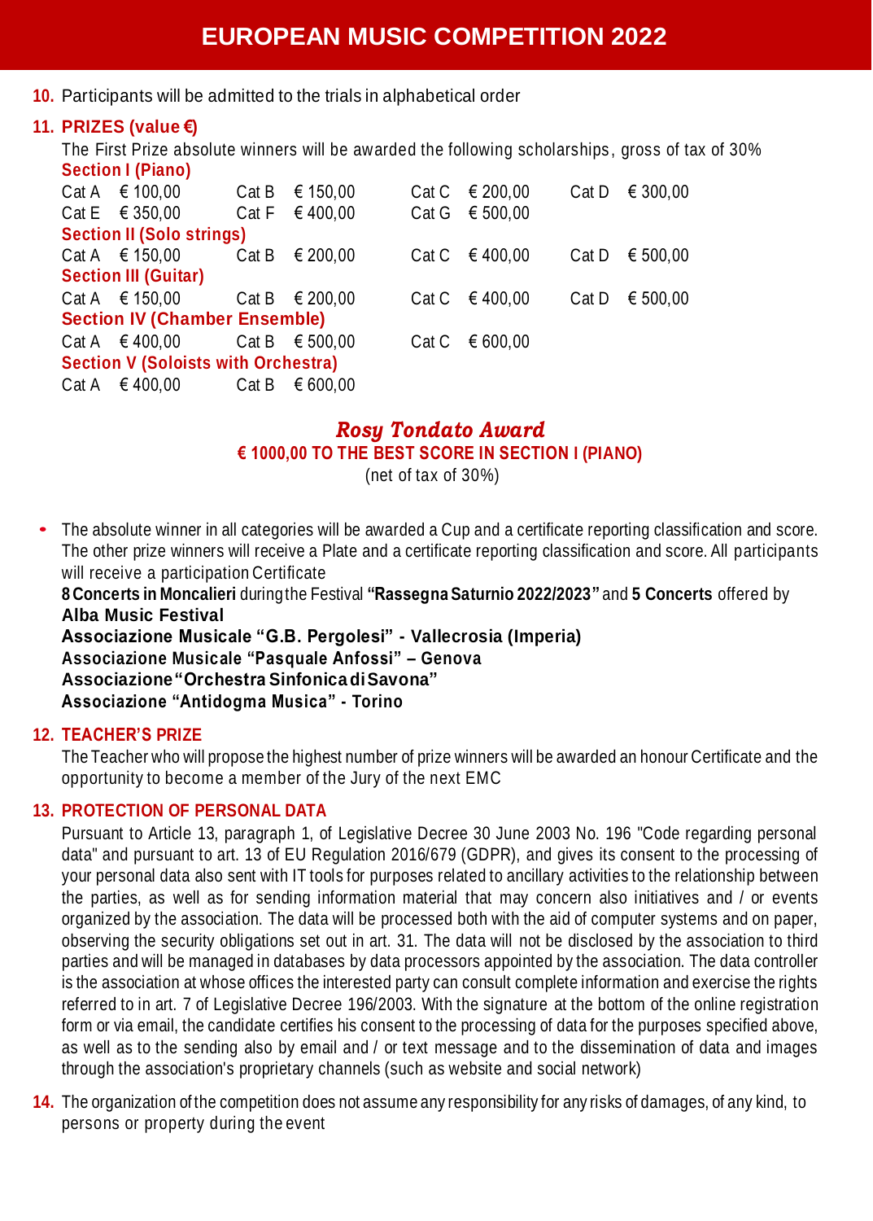# EUROPEAN MUSIC COMPETITION 2022

10. Participants will be admitted to the trials in alphabetical order

11. **PRIZES (value €)**

The First Prize absolute winners will be awarded the following scholarships, gross of tax of 30%

**Section I (Piano)**

| | | | | | | | |
|---|---|---|---|---|---|---|---|
| Cat A | € 100,00 | Cat B | € 150,00 | Cat C | € 200,00 | Cat D | € 300,00 |
| Cat E | € 350,00 | Cat F | € 400,00 | Cat G | € 500,00 | | |

**Section II (Solo strings)**

| | | | | | | | |
|---|---|---|---|---|---|---|---|
| Cat A | € 150,00 | Cat B | € 200,00 | Cat C | € 400,00 | Cat D | € 500,00 |

**Section III (Guitar)**

| | | | | | | | |
|---|---|---|---|---|---|---|---|
| Cat A | € 150,00 | Cat B | € 200,00 | Cat C | € 400,00 | Cat D | € 500,00 |

**Section IV (Chamber Ensemble)**

| | | | | | |
|---|---|---|---|---|---|
| Cat A | € 400,00 | Cat B | € 500,00 | Cat C | € 600,00 |

**Section V (Soloists with Orchestra)**

| | | | |
|---|---|---|---|
| Cat A | € 400,00 | Cat B | € 600,00 |

***Rosy Tondato Award***

**€ 1000,00 TO THE BEST SCORE IN SECTION I (PIANO)**

(net of tax of 30%)

- The absolute winner in all categories will be awarded a Cup and a certificate reporting classification and score. The other prize winners will receive a Plate and a certificate reporting classification and score. All participants will receive a participation Certificate

  **8 Concerts in Moncalieri** during the Festival **"Rassegna Saturnio 2022/2023"** and **5 Concerts** offered by
  **Alba Music Festival**
  **Associazione Musicale "G.B. Pergolesi" - Vallecrosia (Imperia)**
  **Associazione Musicale "Pasquale Anfossi" – Genova**
  **Associazione "Orchestra Sinfonica di Savona"**
  **Associazione "Antidogma Musica" - Torino**

12. **TEACHER'S PRIZE**

The Teacher who will propose the highest number of prize winners will be awarded an honour Certificate and the opportunity to become a member of the Jury of the next EMC

13. **PROTECTION OF PERSONAL DATA**

Pursuant to Article 13, paragraph 1, of Legislative Decree 30 June 2003 No. 196 "Code regarding personal data" and pursuant to art. 13 of EU Regulation 2016/679 (GDPR), and gives its consent to the processing of your personal data also sent with IT tools for purposes related to ancillary activities to the relationship between the parties, as well as for sending information material that may concern also initiatives and / or events organized by the association. The data will be processed both with the aid of computer systems and on paper, observing the security obligations set out in art. 31. The data will not be disclosed by the association to third parties and will be managed in databases by data processors appointed by the association. The data controller is the association at whose offices the interested party can consult complete information and exercise the rights referred to in art. 7 of Legislative Decree 196/2003. With the signature at the bottom of the online registration form or via email, the candidate certifies his consent to the processing of data for the purposes specified above, as well as to the sending also by email and / or text message and to the dissemination of data and images through the association's proprietary channels (such as website and social network)

14. The organization of the competition does not assume any responsibility for any risks of damages, of any kind, to persons or property during the event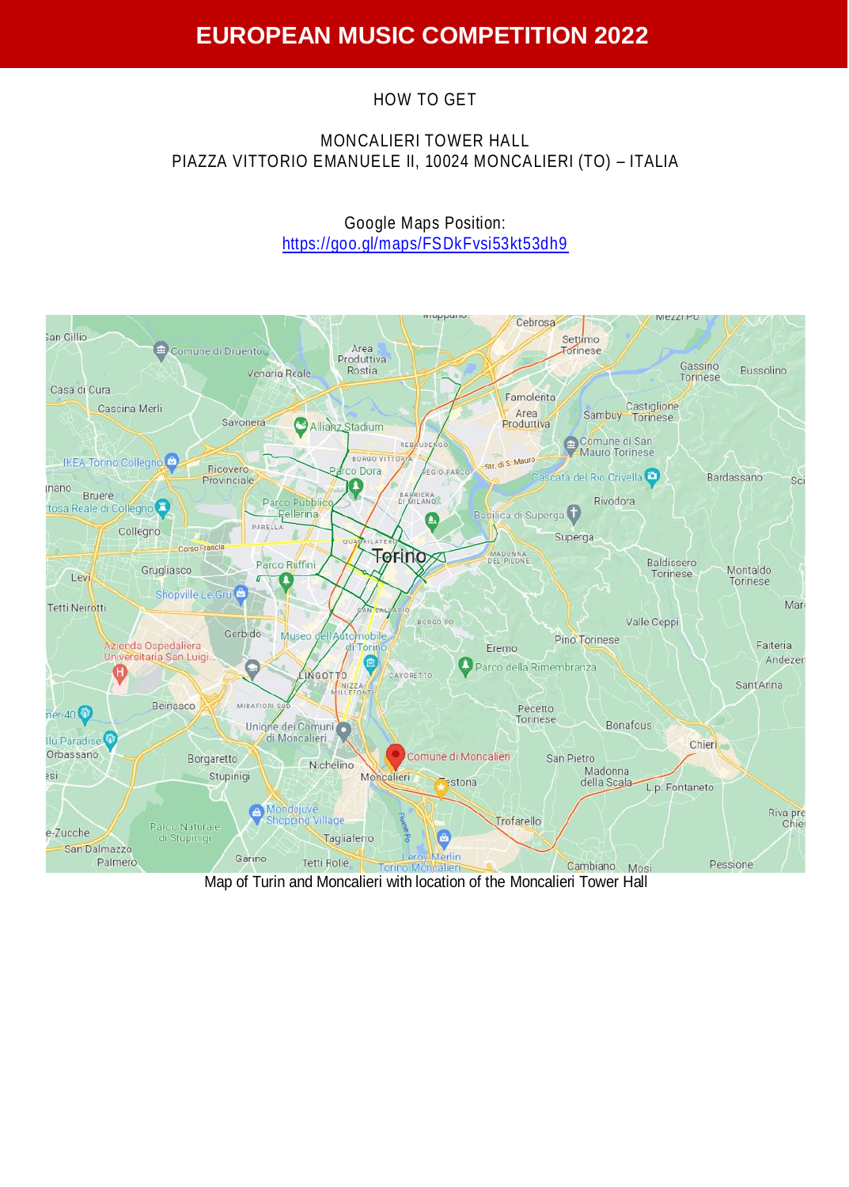# EUROPEAN MUSIC COMPETITION 2022

HOW TO GET

MONCALIERI TOWER HALL
PIAZZA VITTORIO EMANUELE II, 10024 MONCALIERI (TO) – ITALIA

Google Maps Position:
https://goo.gl/maps/FSDkFvsi53kt53dh9

Map of Turin and Moncalieri with location of the Moncalieri Tower Hall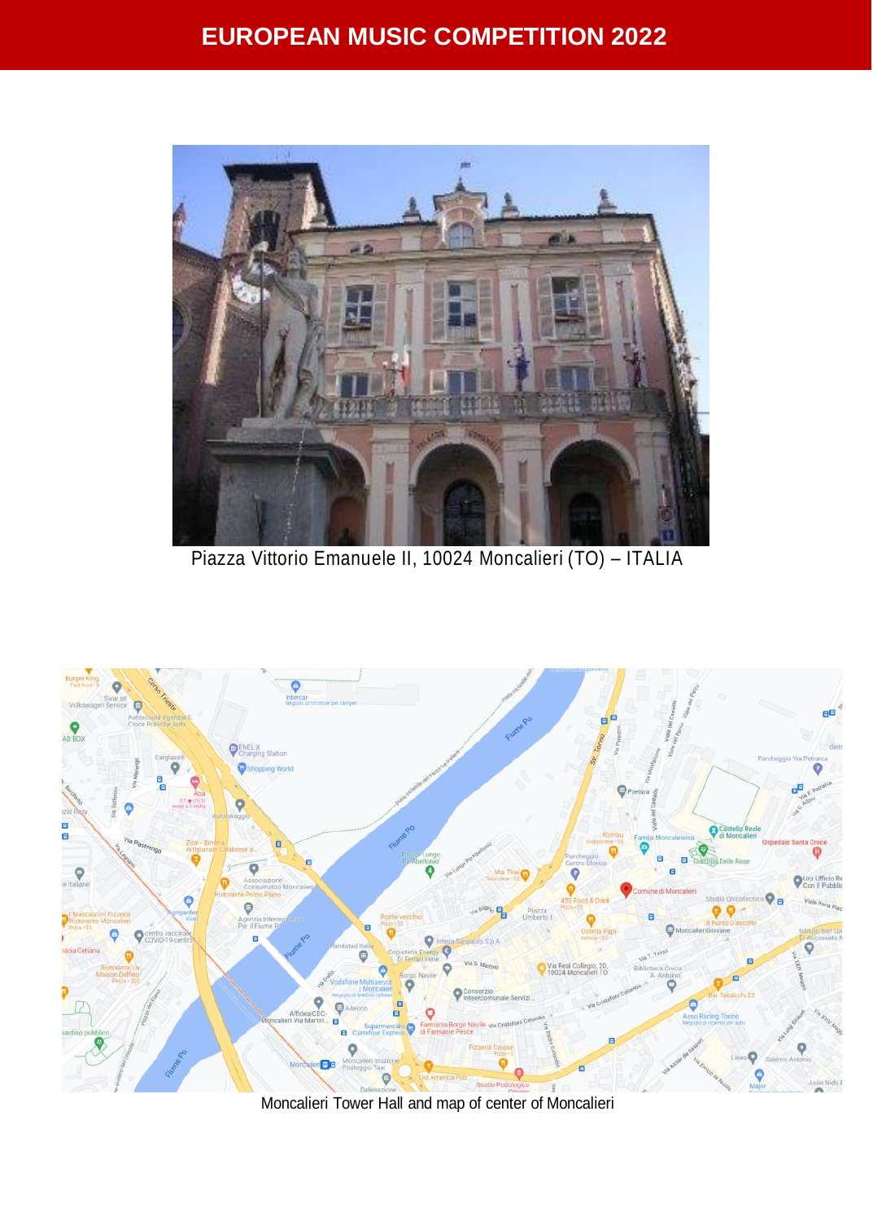Piazza Vittorio Emanuele II, 10024 Moncalieri (TO) – ITALIA

Moncalieri Tower Hall and map of center of Moncalieri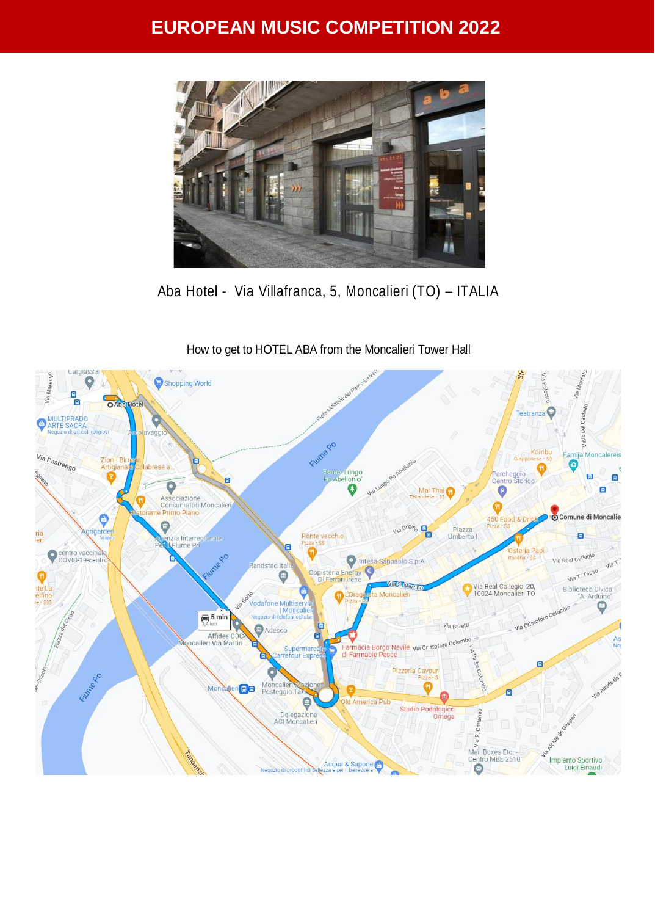# EUROPEAN MUSIC COMPETITION 2022

Aba Hotel - Via Villafranca, 5, Moncalieri (TO) – ITALIA

How to get to HOTEL ABA from the Moncalieri Tower Hall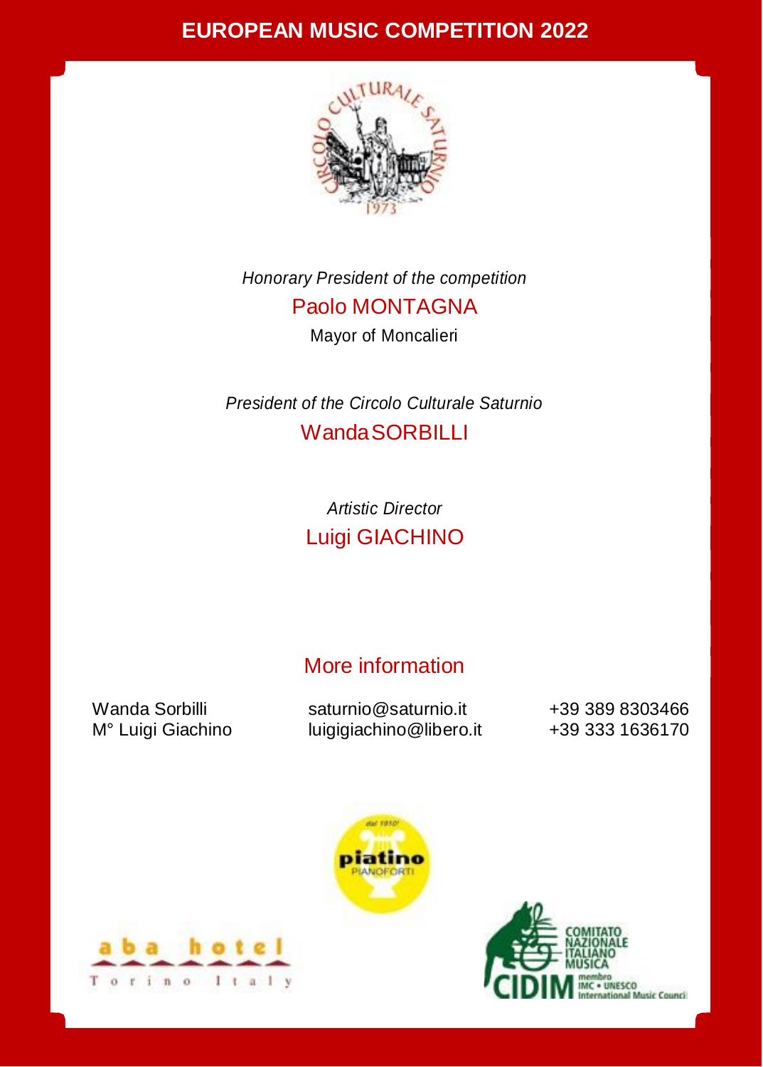# EUROPEAN MUSIC COMPETITION 2022

*Honorary President of the competition*

Paolo MONTAGNA

Mayor of Moncalieri

*President of the Circolo Culturale Saturnio*

Wanda SORBILLI

*Artistic Director*

Luigi GIACHINO

## More information

| | | |
|---|---|---|
| Wanda Sorbilli | saturnio@saturnio.it | +39 389 8303466 |
| M° Luigi Giachino | luigigiachino@libero.it | +39 333 1636170 |